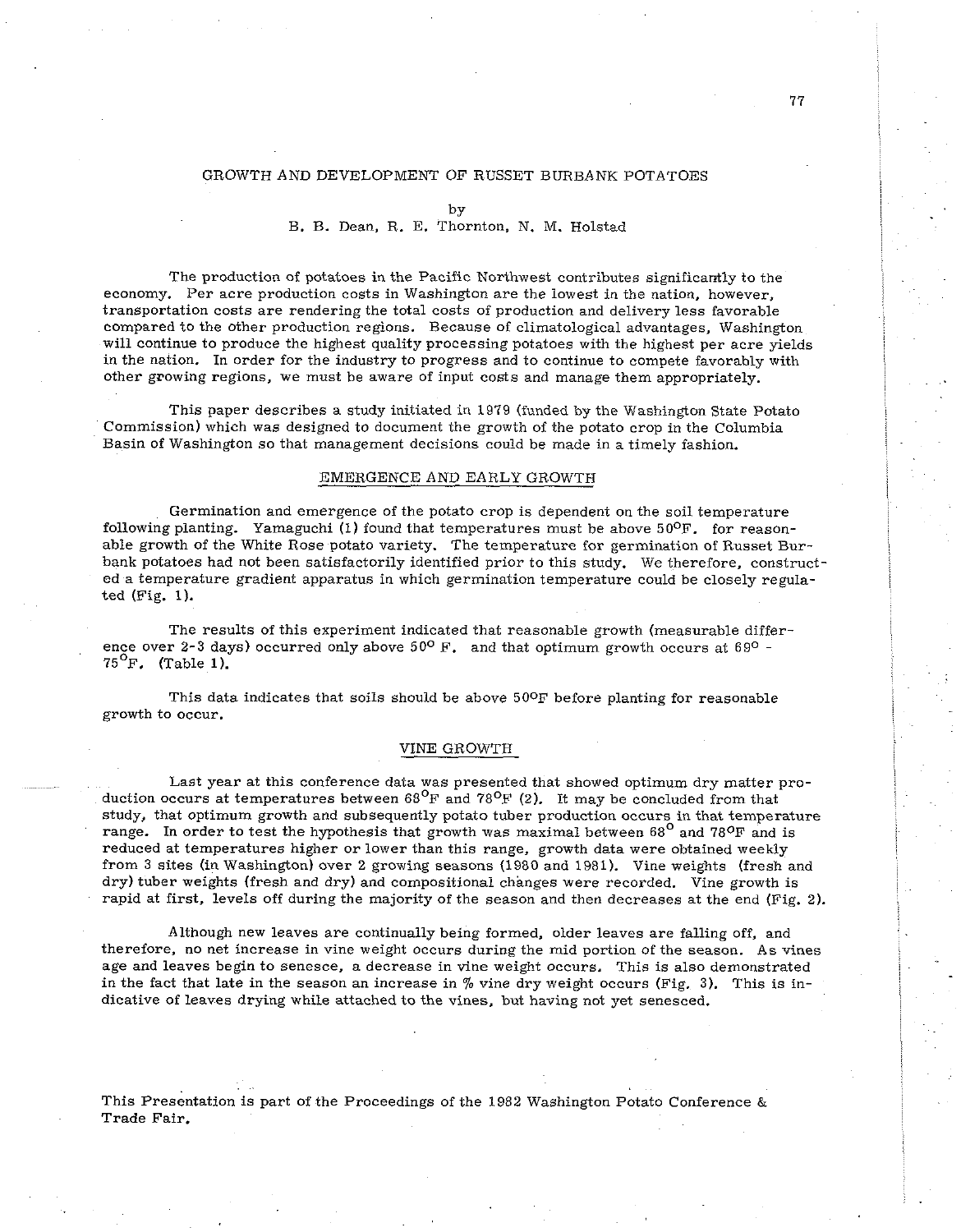# GROWTH AND DEVELOPMENT OF RUSSET BURBANK POTATOES

by

B. B. Dean, R. E. Thornton, N. M. Holstad

The production of potatoes in the Pacific Northwest contributes significantly to the economy. Per acre production costs in Washington are the lowest in the nation, however, transportation costs are rendering the total costs of production and delivery less favorable compared to the other production regions. Because of climatological advantages, Washington will continue to produce the highest quality processing potatoes with the highest per acre yields in the nation. In order for the industry to progress and to continue to compete favorably with other growing regions, we must be aware of input costs and manage them appropriately.

This paper describes a study initiated in 1979 (funded by the Washington State Potato Commission) which was designed to document the growth of the potato crop in the Columbia Basin of Washington so that management decisions could be made in a timely fashion.

## EMERGENCE AND EARLY GROWTH

Germination and emergence of the potato crop is dependent on the soil temperature following planting. Yamaguchi (1) found that temperatures must be above 50°F. for reasonable growth of the White Rose potato variety. The temperature for germination of Russet Burbank potatoes had not been satisfactorily identified prior to this study. We therefore, constructed a temperature gradient apparatus in which germination temperature could be closely regulated (Fig. 1).

The results of this experiment indicated that reasonable growth (measurable difference over 2-3 days) occurred only above 50° F. and that optimum growth occurs at 69° - 75°F. (Table 1).

This data indicates that soils should be above 50°F before planting for reasonable growth to occur.

## VINE GROWTH

Last year at this conference data was presented that showed optimum dry matter production occurs at temperatures between 68°F and 78°F (2). It may be concluded from that study, that optimum growth and subsequently potato tuber production occurs in that temperature range. In order to test the hypothesis that growth was maximal between 68° and 78°F and is reduced at temperatures higher or lower than this range, growth data were obtained weekly from 3 sites (in Washington) over 2 growing seasons (1980 and 1981). Vine weights (fresh and dry) tuber weights (fresh and dry) and compositional changes were recorded. Vine growth is rapid at first, levels off during the majority of the season and then decreases at the end (Fig. 2).

Although new leaves are continually being formed, older leaves are falling off, and therefore, no net increase in vine weight occurs during the mid portion of the season. As vines age and leaves begin to senesce, a decrease in vine weight occurs. This is also demonstrated in the fact that late in the season an increase in % vine dry weight occurs (Fig. 3). This is indicative of leaves drying while attached to the vines, but having not yet senesced.

This Presentation is part of the Proceedings of the 1982 Washington Potato Conference & Trade Fair.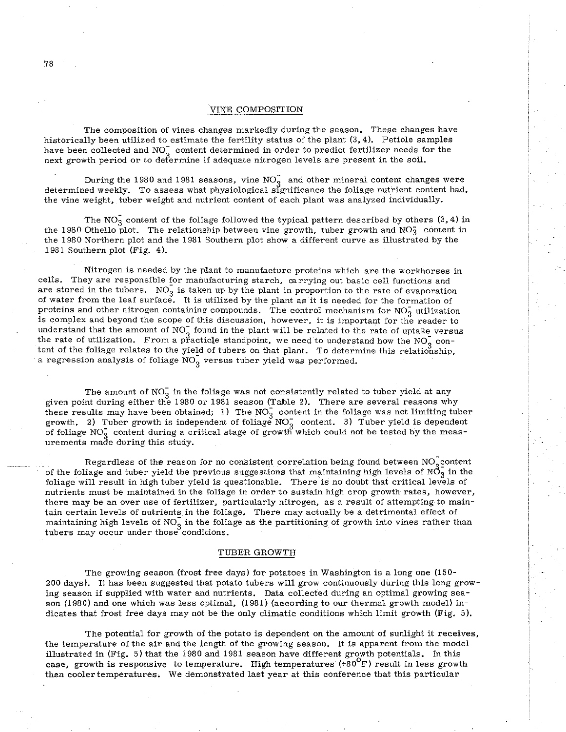## VINE COMPOSITION

The composition of vines changes markedly during the season. These changes have historically been utilized to estimate the fertility status of the plant (3, 4). Petiole samples have been collected and $NO_3^-$ content determined in order to predict fertilizer needs for the next growth period or to determine if adequate nitrogen levels are present in the soil.

During the 1980 and 1981 seasons, vine $NO_3^-$ and other mineral content changes were determined weekly. To assess what physiological significance the foliage nutrient content had, the vine weight, tuber weight and nutrient content of each plant was analyzed individually.

The $NO_3^-$ content of the foliage followed the typical pattern described by others (3, 4) in the 1980 Othello plot. The relationship between vine growth, tuber growth and $NO_3^-$ content in the 1980 Northern plot and the 1981 Southern plot show a different curve as illustrated by the 1981 Southern plot (Fig. 4).

Nitrogen is needed by the plant to manufacture proteins which are the workhorses in cells. They are responsible for manufacturing starch, carrying out basic cell functions and are stored in the tubers. $NO_3^-$ is taken up by the plant in proportion to the rate of evaporation of water from the leaf surface. It is utilized by the plant as it is needed for the formation of proteins and other nitrogen containing compounds. The control mechanism for $NO_3^-$ utilization is complex and beyond the scope of this discussion, however, it is important for the reader to understand that the amount of $NO_3^-$ found in the plant will be related to the rate of uptake versus the rate of utilization. From a practicle standpoint, we need to understand how the $NO_3^-$ content of the foliage relates to the yield of tubers on that plant. To determine this relationship, a regression analysis of foliage $NO_3^-$ versus tuber yield was performed.

The amount of $NO_3^-$ in the foliage was not consistently related to tuber yield at any given point during either the 1980 or 1981 season (Table 2). There are several reasons why these results may have been obtained; 1) The $NO_3^-$ content in the foliage was not limiting tuber growth. 2) Tuber growth is independent of foliage $NO_3^-$ content. 3) Tuber yield is dependent of foliage $NO_3^-$ content during a critical stage of growth which could not be tested by the measurements made during this study.

Regardless of the reason for no consistent correlation being found between $NO_3^-$ content of the foliage and tuber yield the previous suggestions that maintaining high levels of $NO_3^-$ in the foliage will result in high tuber yield is questionable. There is no doubt that critical levels of nutrients must be maintained in the foliage in order to sustain high crop growth rates, however, there may be an over use of fertilizer, particularly nitrogen, as a result of attempting to maintain certain levels of nutrients in the foliage. There may actually be a detrimental effect of maintaining high levels of $NO_3^-$ in the foliage as the partitioning of growth into vines rather than tubers may occur under those conditions.

## TUBER GROWTH

The growing season (frost free days) for potatoes in Washington is a long one (150-200 days). It has been suggested that potato tubers will grow continuously during this long growing season if supplied with water and nutrients. Data collected during an optimal growing season (1980) and one which was less optimal, (1981) (according to our thermal growth model) indicates that frost free days may not be the only climatic conditions which limit growth (Fig. 5).

The potential for growth of the potato is dependent on the amount of sunlight it receives, the temperature of the air and the length of the growing season. It is apparent from the model illustrated in (Fig. 5) that the 1980 and 1981 season have different growth potentials. In this case, growth is responsive to temperature. High temperatures (+80°F) result in less growth then cooler temperatures. We demonstrated last year at this conference that this particular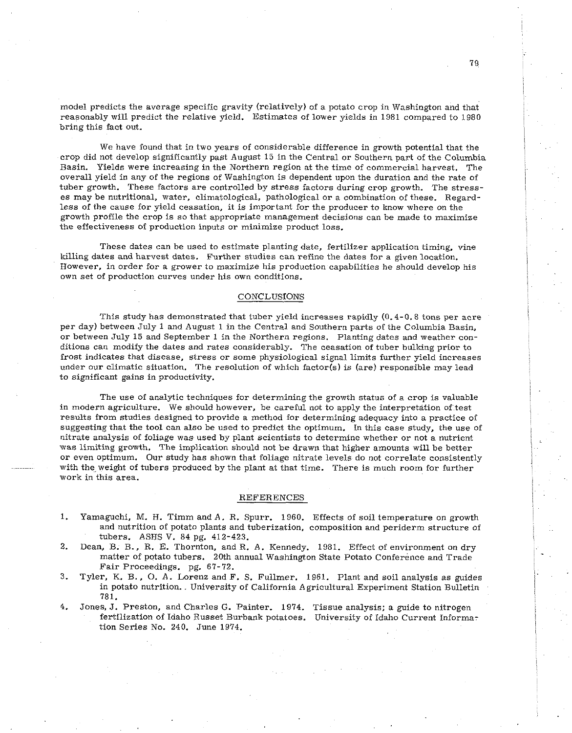model predicts the average specific gravity (relatively) of a potato crop in Washington and that reasonably will predict the relative yield. Estimates of lower yields in 1981 compared to 1980 bring this fact out.

We have found that in two years of considerable difference in growth potential that the crop did not develop significantly past August 15 in the Central or Southern part of the Columbia Basin. Yields were increasing in the Northern region at the time of commercial harvest. The overall yield in any of the regions of Washington is dependent upon the duration and the rate of tuber growth. These factors are controlled by stress factors during crop growth. The stresses may be nutritional, water, climatological, pathological or a combination of these. Regardless of the cause for yield ceasation, it is important for the producer to know where on the growth profile the crop is so that appropriate management decisions can be made to maximize the effectiveness of production inputs or minimize product loss.

These dates can be used to estimate planting date, fertilizer application timing, vine killing dates and harvest dates. Further studies can refine the dates for a given location. However, in order for a grower to maximize his production capabilities he should develop his own set of production curves under his own conditions.

## CONCLUSIONS

This study has demonstrated that tuber yield increases rapidly (0.4-0.8 tons per acre per day) between July 1 and August 1 in the Central and Southern parts of the Columbia Basin, or between July 15 and September 1 in the Northern regions. Planting dates and weather conditions can modify the dates and rates considerably. The ceasation of tuber bulking prior to frost indicates that disease, stress or some physiological signal limits further yield increases under our climatic situation. The resolution of which factor(s) is (are) responsible may lead to significant gains in productivity.

The use of analytic techniques for determining the growth status of a crop is valuable in modern agriculture. We should however, be careful not to apply the interpretation of test results from studies designed to provide a method for determining adequacy into a practice of suggesting that the tool can also be used to predict the optimum. In this case study, the use of nitrate analysis of foliage was used by plant scientists to determine whether or not a nutrient was limiting growth. The implication should not be drawn that higher amounts will be better or even optimum. Our study has shown that foliage nitrate levels do not correlate consistently with the weight of tubers produced by the plant at that time. There is much room for further work in this area.

## REFERENCES

1. Yamaguchi, M. H. Timm and A. R. Spurr. 1960. Effects of soil temperature on growth and nutrition of potato plants and tuberization, composition and periderm structure of tubers. ASHS V. 84 pg. 412-423.
2. Dean, B. B., R. E. Thornton, and R. A. Kennedy. 1981. Effect of environment on dry matter of potato tubers. 20th annual Washington State Potato Conference and Trade Fair Proceedings. pg. 67-72.
3. Tyler, K. B., O. A. Lorenz and F. S. Fullmer. 1961. Plant and soil analysis as guides in potato nutrition. University of California Agricultural Experiment Station Bulletin 781.
4. Jones, J. Preston, and Charles G. Painter. 1974. Tissue analysis; a guide to nitrogen fertilization of Idaho Russet Burbank potatoes. University of Idaho Current Information Series No. 240. June 1974.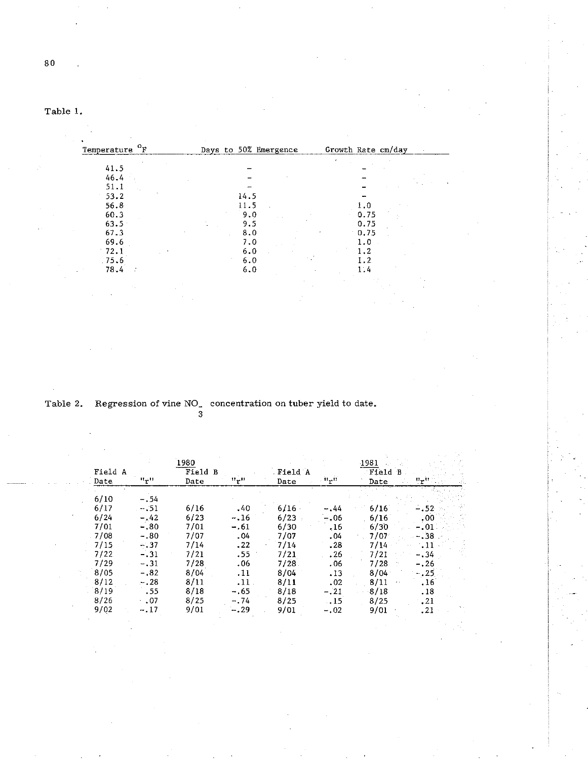Table 1.

| Temperature °F | Days to 50% Emergence | Growth Rate cm/day |
|---|---|---|
| 41.5 | - | - |
| 46.4 | - | - |
| 51.1 | - | - |
| 53.2 | 14.5 | - |
| 56.8 | 11.5 | 1.0 |
| 60.3 | 9.0 | 0.75 |
| 63.5 | 9.5 | 0.75 |
| 67.3 | 8.0 | 0.75 |
| 69.6 | 7.0 | 1.0 |
| 72.1 | 6.0 | 1.2 |
| 75.6 | 6.0 | 1.2 |
| 78.4 | 6.0 | 1.4 |

Table 2. Regression of vine $NO_3$ concentration on tuber yield to date.

| 1980 | | | | 1981 | | | |
|---|---|---|---|---|---|---|---|
| Field A | | Field B | | Field A | | Field B | |
| Date | "r" | Date | "r" | Date | "r" | Date | "r" |
| 6/10 | -.54 | | | | | | |
| 6/17 | -.51 | 6/16 | .40 | 6/16 | -.44 | 6/16 | -.52 |
| 6/24 | -.42 | 6/23 | -.16 | 6/23 | -.06 | 6/16 | .00 |
| 7/01 | -.80 | 7/01 | -.61 | 6/30 | .16 | 6/30 | -.01 |
| 7/08 | -.80 | 7/07 | .04 | 7/07 | .04 | 7/07 | -.38 |
| 7/15 | -.37 | 7/14 | .22 | 7/14 | .28 | 7/14 | .11 |
| 7/22 | -.31 | 7/21 | .55 | 7/21 | .26 | 7/21 | -.34 |
| 7/29 | -.31 | 7/28 | .06 | 7/28 | .06 | 7/28 | -.26 |
| 8/05 | -.82 | 8/04 | .11 | 8/04 | .13 | 8/04 | -.25 |
| 8/12 | -.28 | 8/11 | .11 | 8/11 | .02 | 8/11 | .16 |
| 8/19 | .55 | 8/18 | -.65 | 8/18 | -.21 | 8/18 | .18 |
| 8/26 | .07 | 8/25 | -.74 | 8/25 | .15 | 8/25 | .21 |
| 9/02 | -.17 | 9/01 | -.29 | 9/01 | -.02 | 9/01 | .21 |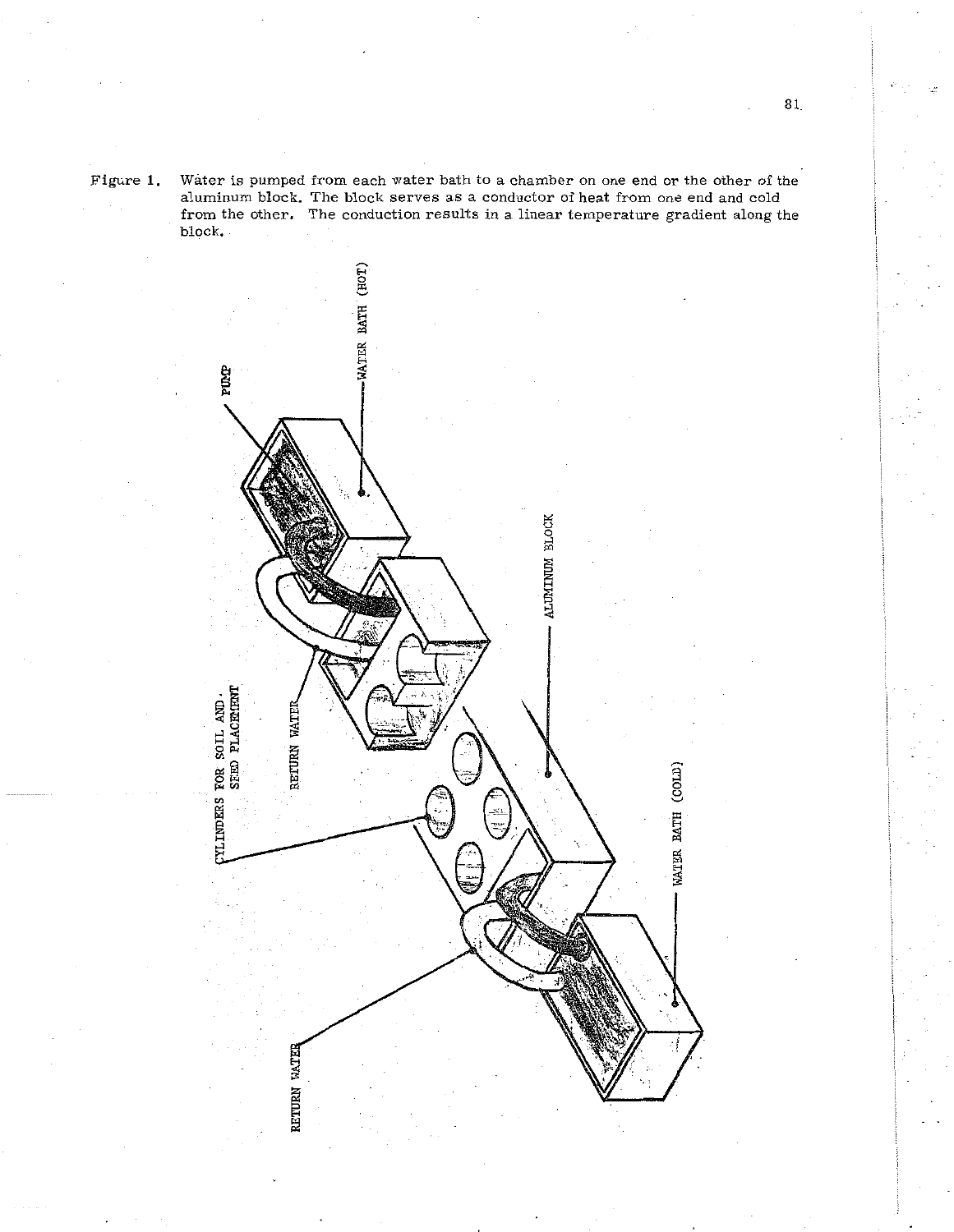Figure 1. Water is pumped from each water bath to a chamber on one end or the other of the aluminum block. The block serves as a conductor of heat from one end and cold from the other. The conduction results in a linear temperature gradient along the block.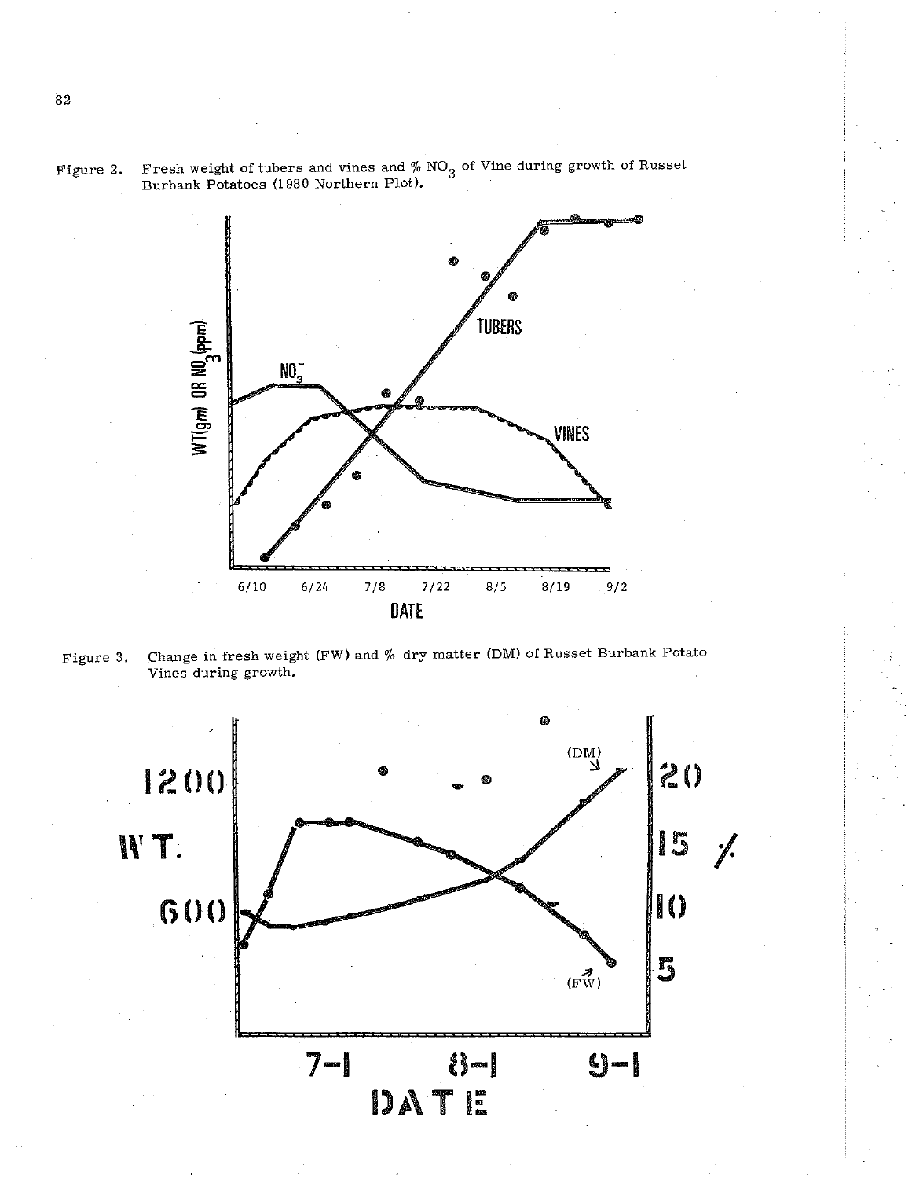Figure 2. Fresh weight of tubers and vines and % $NO_3$ of Vine during growth of Russet Burbank Potatoes (1980 Northern Plot).

Figure 3. Change in fresh weight (FW) and % dry matter (DM) of Russet Burbank Potato Vines during growth.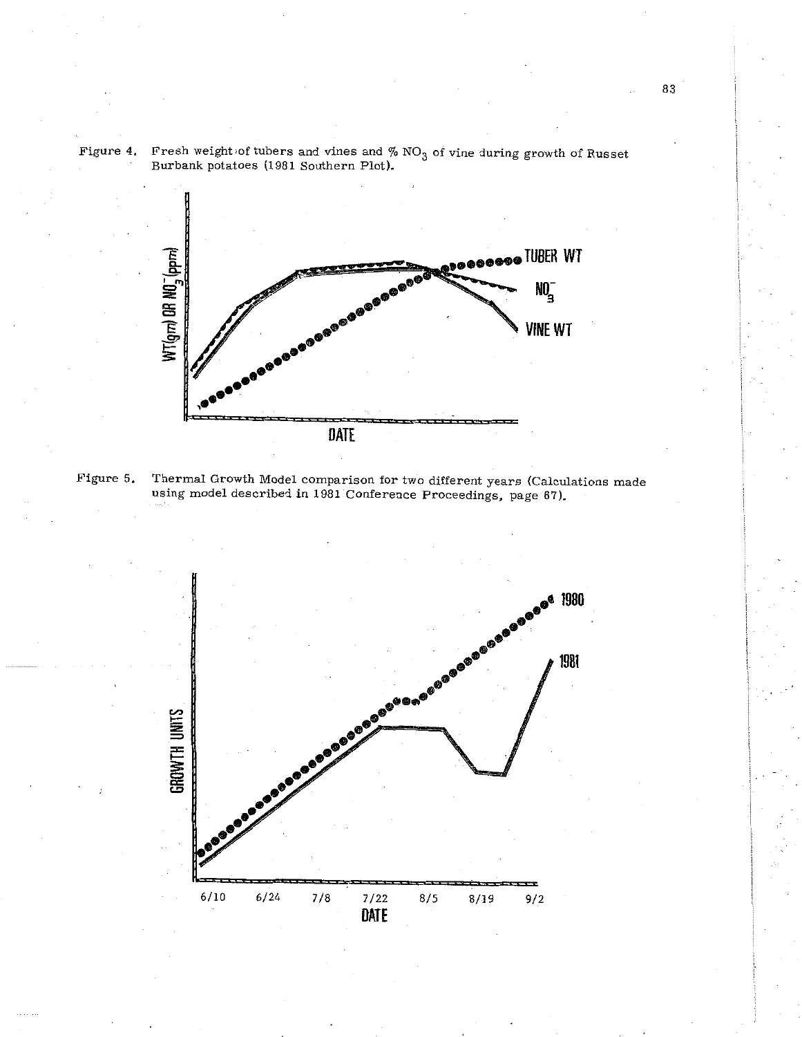Figure 4. Fresh weight of tubers and vines and % $NO_3$ of vine during growth of Russet Burbank potatoes (1981 Southern Plot).

WT(gm) OR $NO_3^-$(ppm)

TUBER WT

$NO_3^-$

VINE WT

DATE

Figure 5. Thermal Growth Model comparison for two different years (Calculations made using model described in 1981 Conference Proceedings, page 67).

GROWTH UNITS

1980

1981

6/10 6/24 7/8 7/22 8/5 8/19 9/2

DATE